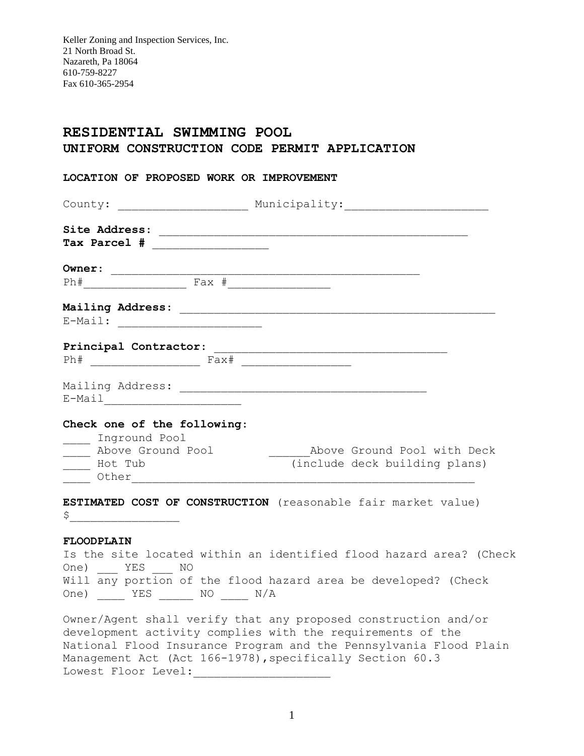Keller Zoning and Inspection Services, Inc.
21 North Broad St.
Nazareth, Pa 18064
610-759-8227
Fax 610-365-2954

# RESIDENTIAL SWIMMING POOL
## UNIFORM CONSTRUCTION CODE PERMIT APPLICATION

**LOCATION OF PROPOSED WORK OR IMPROVEMENT**

County: ___________________ Municipality:_____________________

**Site Address:** ____________________________________________
**Tax Parcel #** _________________

**Owner:** _____________________________________________
Ph#_______________ Fax #_______________

**Mailing Address:** ______________________________________________
E-Mail: _____________________

**Principal Contractor:** __________________________________
Ph# ________________ Fax# ________________

Mailing Address: ____________________________________
E-Mail____________________

**Check one of the following:**
____ Inground Pool
____ Above Ground Pool ______Above Ground Pool with Deck (include deck building plans)
____ Hot Tub
____ Other________________________________________________

**ESTIMATED COST OF CONSTRUCTION** (reasonable fair market value)
$________________

**FLOODPLAIN**
Is the site located within an identified flood hazard area? (Check One) ___ YES ___ NO
Will any portion of the flood hazard area be developed? (Check One) ____ YES _____ NO ____ N/A

Owner/Agent shall verify that any proposed construction and/or development activity complies with the requirements of the National Flood Insurance Program and the Pennsylvania Flood Plain Management Act (Act 166-1978),specifically Section 60.3
Lowest Floor Level:____________________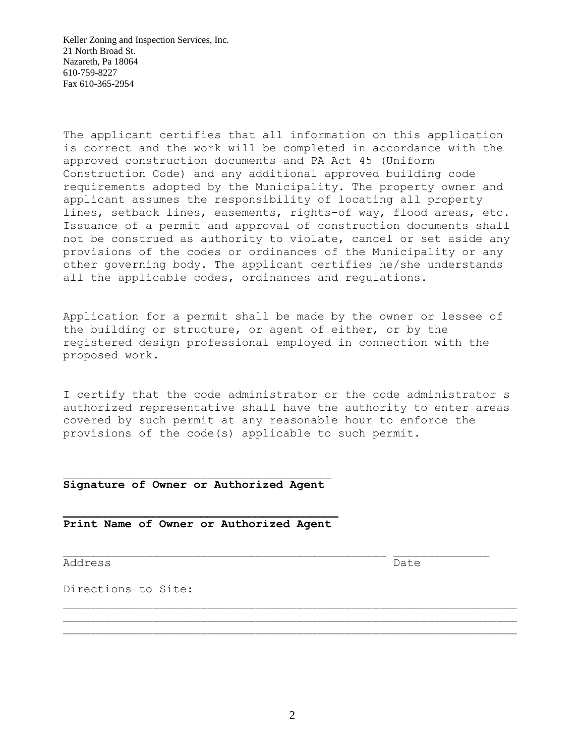Keller Zoning and Inspection Services, Inc.
21 North Broad St.
Nazareth, Pa 18064
610-759-8227
Fax 610-365-2954

The applicant certifies that all information on this application is correct and the work will be completed in accordance with the approved construction documents and PA Act 45 (Uniform Construction Code) and any additional approved building code requirements adopted by the Municipality. The property owner and applicant assumes the responsibility of locating all property lines, setback lines, easements, rights-of way, flood areas, etc. Issuance of a permit and approval of construction documents shall not be construed as authority to violate, cancel or set aside any provisions of the codes or ordinances of the Municipality or any other governing body. The applicant certifies he/she understands all the applicable codes, ordinances and regulations.

Application for a permit shall be made by the owner or lessee of the building or structure, or agent of either, or by the registered design professional employed in connection with the proposed work.

I certify that the code administrator or the code administrator s authorized representative shall have the authority to enter areas covered by such permit at any reasonable hour to enforce the provisions of the code(s) applicable to such permit.

_______________________________________
**Signature of Owner or Authorized Agent**

_______________________________________
**Print Name of Owner or Authorized Agent**

_______________________________________________ ______________
Address Date

Directions to Site:
__________________________________________________________________
__________________________________________________________________
__________________________________________________________________